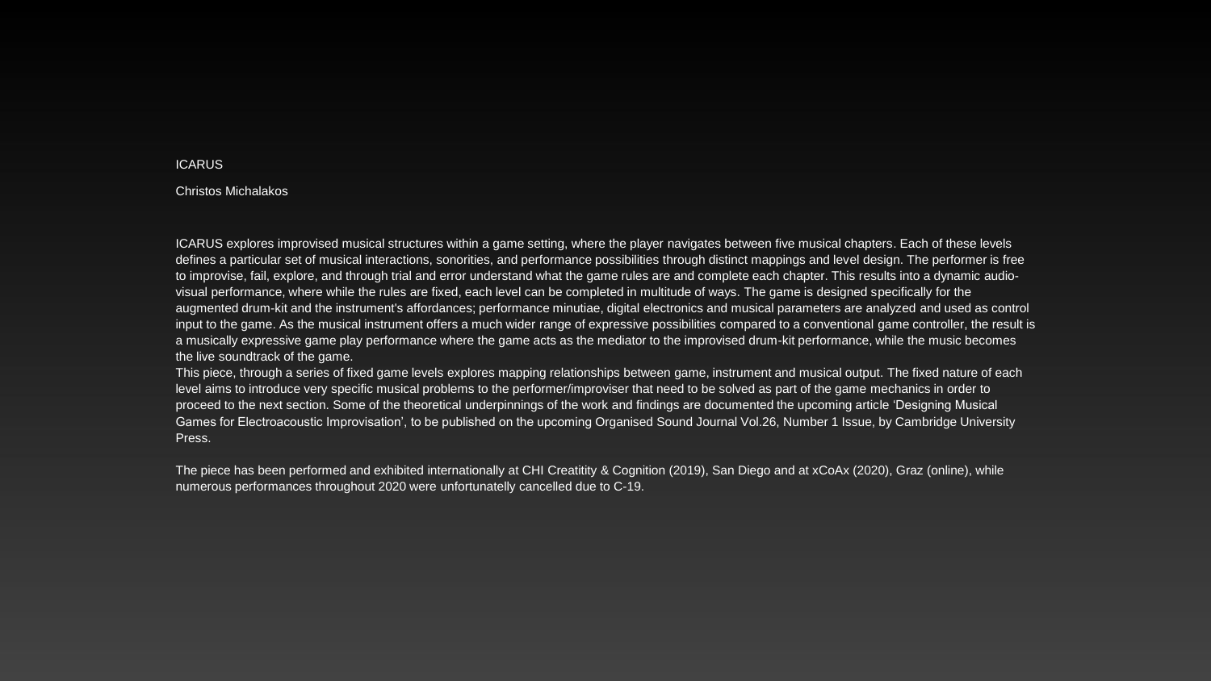# ICARUS

Christos Michalakos

ICARUS explores improvised musical structures within a game setting, where the player navigates between five musical chapters. Each of these levels defines a particular set of musical interactions, sonorities, and performance possibilities through distinct mappings and level design. The performer is free to improvise, fail, explore, and through trial and error understand what the game rules are and complete each chapter. This results into a dynamic audio-visual performance, where while the rules are fixed, each level can be completed in multitude of ways. The game is designed specifically for the augmented drum-kit and the instrument's affordances; performance minutiae, digital electronics and musical parameters are analyzed and used as control input to the game. As the musical instrument offers a much wider range of expressive possibilities compared to a conventional game controller, the result is a musically expressive game play performance where the game acts as the mediator to the improvised drum-kit performance, while the music becomes the live soundtrack of the game.

This piece, through a series of fixed game levels explores mapping relationships between game, instrument and musical output. The fixed nature of each level aims to introduce very specific musical problems to the performer/improviser that need to be solved as part of the game mechanics in order to proceed to the next section. Some of the theoretical underpinnings of the work and findings are documented the upcoming article 'Designing Musical Games for Electroacoustic Improvisation', to be published on the upcoming Organised Sound Journal Vol.26, Number 1 Issue, by Cambridge University Press.

The piece has been performed and exhibited internationally at CHI Creatitity & Cognition (2019), San Diego and at xCoAx (2020), Graz (online), while numerous performances throughout 2020 were unfortunately cancelled due to C-19.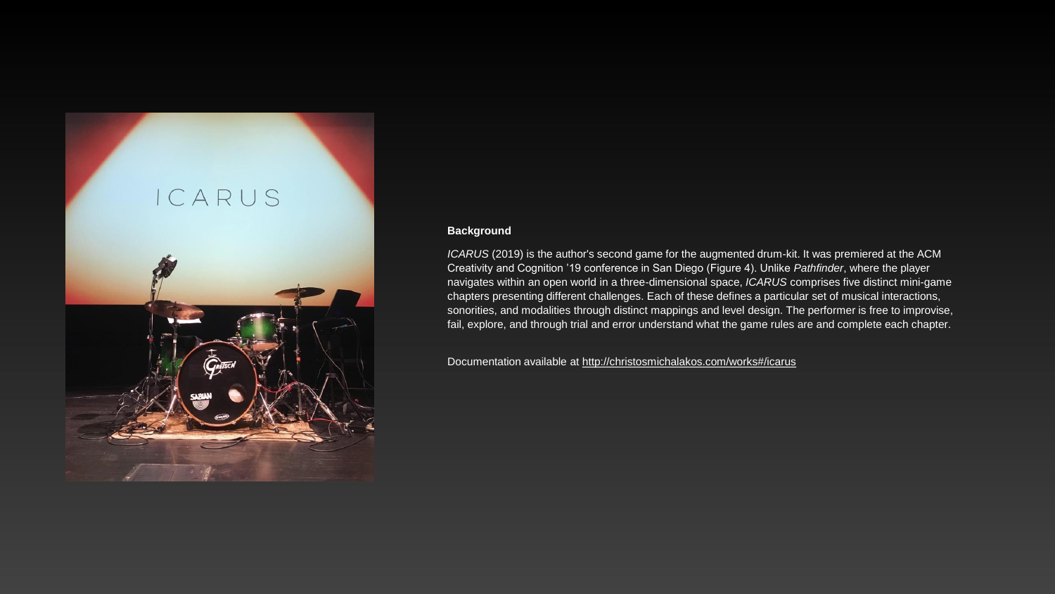**Background**

*ICARUS* (2019) is the author's second game for the augmented drum-kit. It was premiered at the ACM Creativity and Cognition '19 conference in San Diego (Figure 4). Unlike *Pathfinder*, where the player navigates within an open world in a three-dimensional space, *ICARUS* comprises five distinct mini-game chapters presenting different challenges. Each of these defines a particular set of musical interactions, sonorities, and modalities through distinct mappings and level design. The performer is free to improvise, fail, explore, and through trial and error understand what the game rules are and complete each chapter.

Documentation available at http://christosmichalakos.com/works#/icarus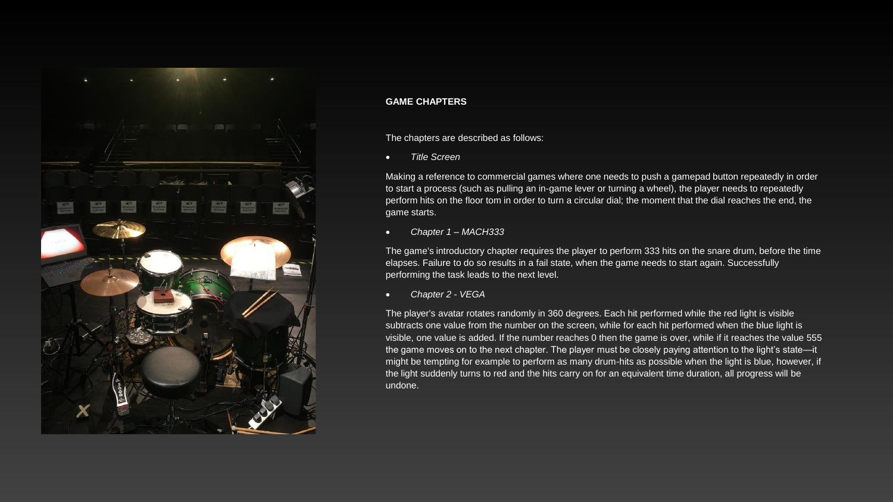## GAME CHAPTERS

The chapters are described as follows:

- *Title Screen*

Making a reference to commercial games where one needs to push a gamepad button repeatedly in order to start a process (such as pulling an in-game lever or turning a wheel), the player needs to repeatedly perform hits on the floor tom in order to turn a circular dial; the moment that the dial reaches the end, the game starts.

- *Chapter 1 – MACH333*

The game's introductory chapter requires the player to perform 333 hits on the snare drum, before the time elapses. Failure to do so results in a fail state, when the game needs to start again. Successfully performing the task leads to the next level.

- *Chapter 2 - VEGA*

The player's avatar rotates randomly in 360 degrees. Each hit performed while the red light is visible subtracts one value from the number on the screen, while for each hit performed when the blue light is visible, one value is added. If the number reaches 0 then the game is over, while if it reaches the value 555 the game moves on to the next chapter. The player must be closely paying attention to the light's state—it might be tempting for example to perform as many drum-hits as possible when the light is blue, however, if the light suddenly turns to red and the hits carry on for an equivalent time duration, all progress will be undone.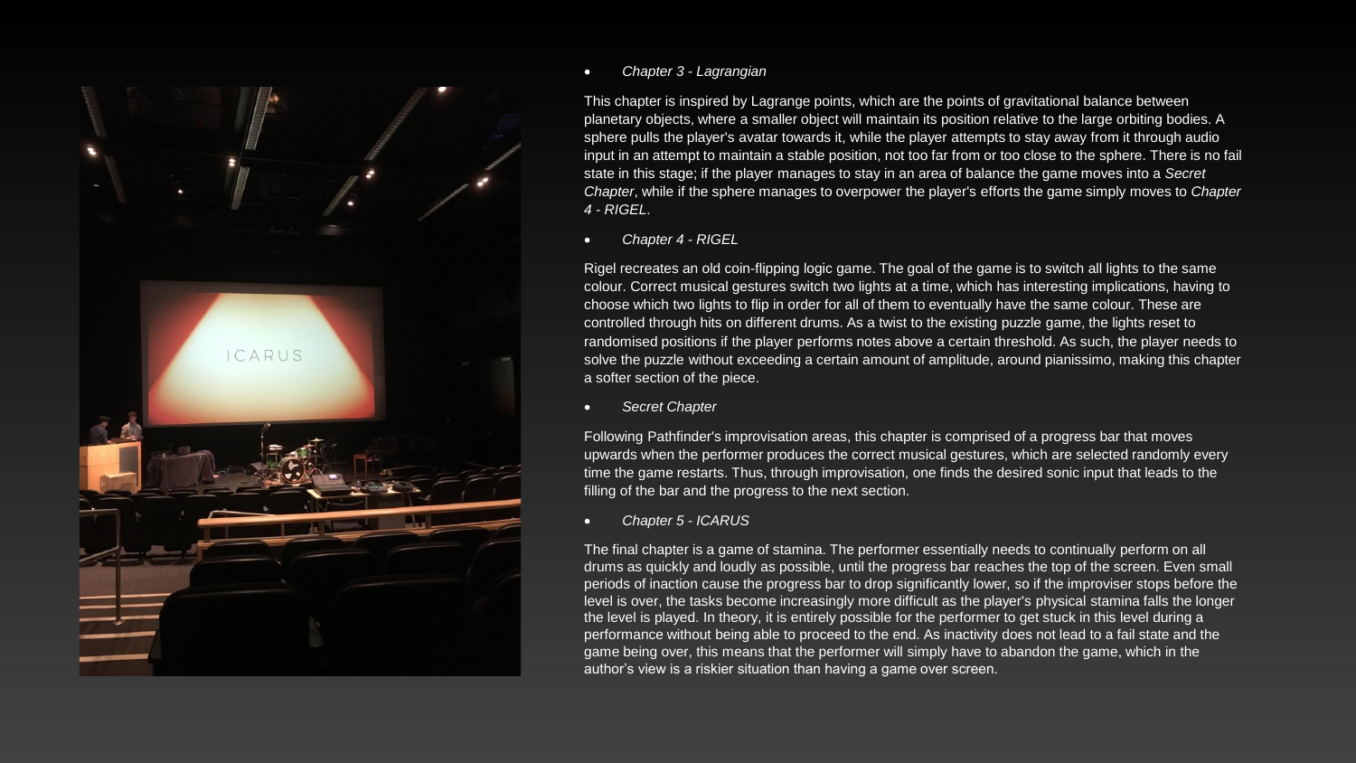- *Chapter 3 - Lagrangian*

This chapter is inspired by Lagrange points, which are the points of gravitational balance between planetary objects, where a smaller object will maintain its position relative to the large orbiting bodies. A sphere pulls the player's avatar towards it, while the player attempts to stay away from it through audio input in an attempt to maintain a stable position, not too far from or too close to the sphere. There is no fail state in this stage; if the player manages to stay in an area of balance the game moves into a *Secret Chapter*, while if the sphere manages to overpower the player's efforts the game simply moves to *Chapter 4 - RIGEL*.

- *Chapter 4 - RIGEL*

Rigel recreates an old coin-flipping logic game. The goal of the game is to switch all lights to the same colour. Correct musical gestures switch two lights at a time, which has interesting implications, having to choose which two lights to flip in order for all of them to eventually have the same colour. These are controlled through hits on different drums. As a twist to the existing puzzle game, the lights reset to randomised positions if the player performs notes above a certain threshold. As such, the player needs to solve the puzzle without exceeding a certain amount of amplitude, around pianissimo, making this chapter a softer section of the piece.

- *Secret Chapter*

Following Pathfinder's improvisation areas, this chapter is comprised of a progress bar that moves upwards when the performer produces the correct musical gestures, which are selected randomly every time the game restarts. Thus, through improvisation, one finds the desired sonic input that leads to the filling of the bar and the progress to the next section.

- *Chapter 5 - ICARUS*

The final chapter is a game of stamina. The performer essentially needs to continually perform on all drums as quickly and loudly as possible, until the progress bar reaches the top of the screen. Even small periods of inaction cause the progress bar to drop significantly lower, so if the improviser stops before the level is over, the tasks become increasingly more difficult as the player's physical stamina falls the longer the level is played. In theory, it is entirely possible for the performer to get stuck in this level during a performance without being able to proceed to the end. As inactivity does not lead to a fail state and the game being over, this means that the performer will simply have to abandon the game, which in the author's view is a riskier situation than having a game over screen.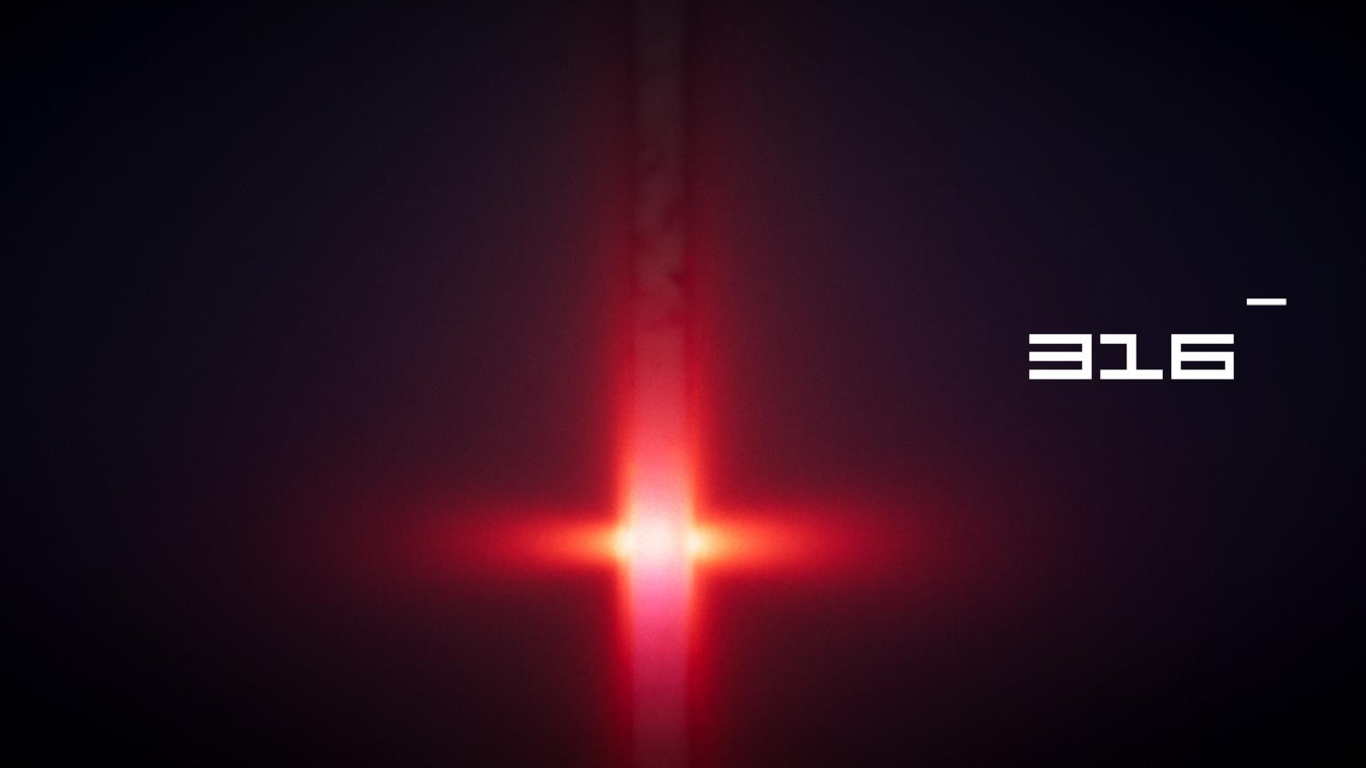316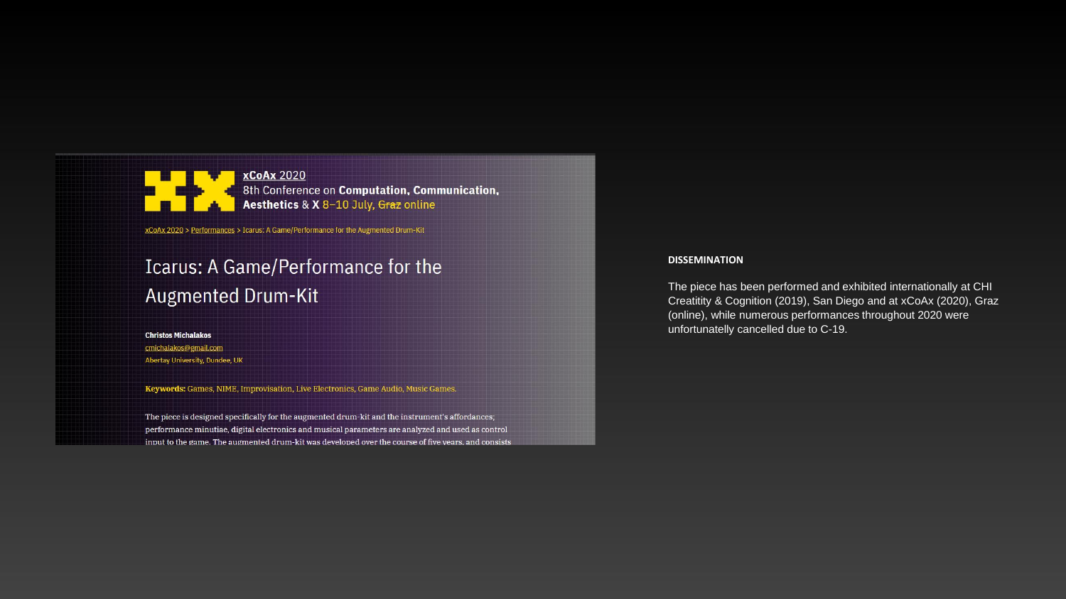xCoAx 2020
8th Conference on **Computation, Communication, Aesthetics** & **X** 8–10 July, ~~Graz~~ online

xCoAx 2020 > Performances > Icarus: A Game/Performance for the Augmented Drum-Kit

# Icarus: A Game/Performance for the Augmented Drum-Kit

**Christos Michalakos**
cmichalakos@gmail.com
Abertay University, Dundee, UK

**Keywords:** Games, NIME, Improvisation, Live Electronics, Game Audio, Music Games.

The piece is designed specifically for the augmented drum-kit and the instrument's affordances; performance minutiae, digital electronics and musical parameters are analyzed and used as control input to the game. The augmented drum-kit was developed over the course of five years, and consists

**DISSEMINATION**

The piece has been performed and exhibited internationally at CHI Creatitity & Cognition (2019), San Diego and at xCoAx (2020), Graz (online), while numerous performances throughout 2020 were unfortunatelly cancelled due to C-19.